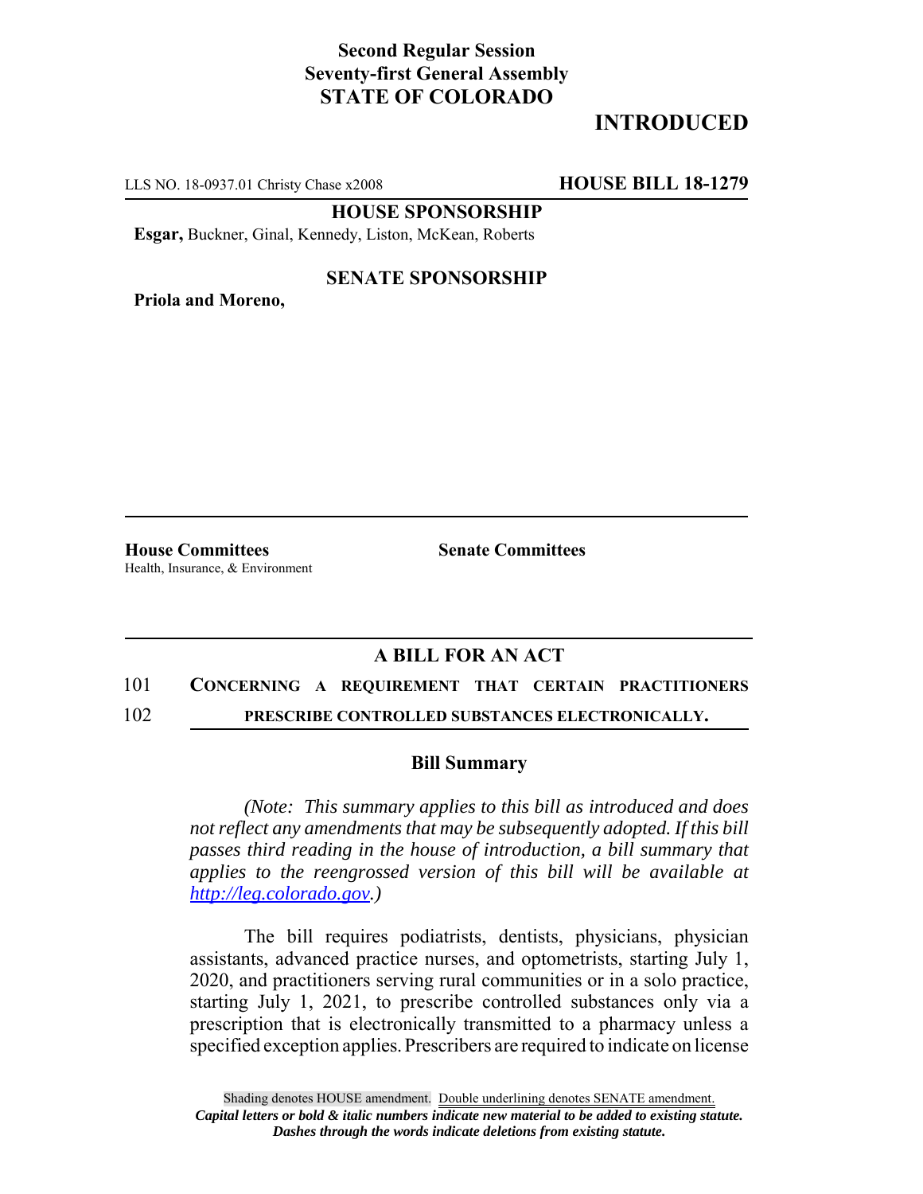**Second Regular Session**
**Seventy-first General Assembly**
**STATE OF COLORADO**

# INTRODUCED

LLS NO. 18-0937.01 Christy Chase x2008 **HOUSE BILL 18-1279**

**HOUSE SPONSORSHIP**

**Esgar,** Buckner, Ginal, Kennedy, Liston, McKean, Roberts

**SENATE SPONSORSHIP**

**Priola and Moreno,**

**House Committees**
Health, Insurance, & Environment

**Senate Committees**

## A BILL FOR AN ACT

101 **CONCERNING A REQUIREMENT THAT CERTAIN PRACTITIONERS**
102 **PRESCRIBE CONTROLLED SUBSTANCES ELECTRONICALLY.**

### Bill Summary

*(Note: This summary applies to this bill as introduced and does not reflect any amendments that may be subsequently adopted. If this bill passes third reading in the house of introduction, a bill summary that applies to the reengrossed version of this bill will be available at http://leg.colorado.gov.)*

The bill requires podiatrists, dentists, physicians, physician assistants, advanced practice nurses, and optometrists, starting July 1, 2020, and practitioners serving rural communities or in a solo practice, starting July 1, 2021, to prescribe controlled substances only via a prescription that is electronically transmitted to a pharmacy unless a specified exception applies. Prescribers are required to indicate on license

Shading denotes HOUSE amendment. Double underlining denotes SENATE amendment.
***Capital letters or bold & italic numbers indicate new material to be added to existing statute.***
***Dashes through the words indicate deletions from existing statute.***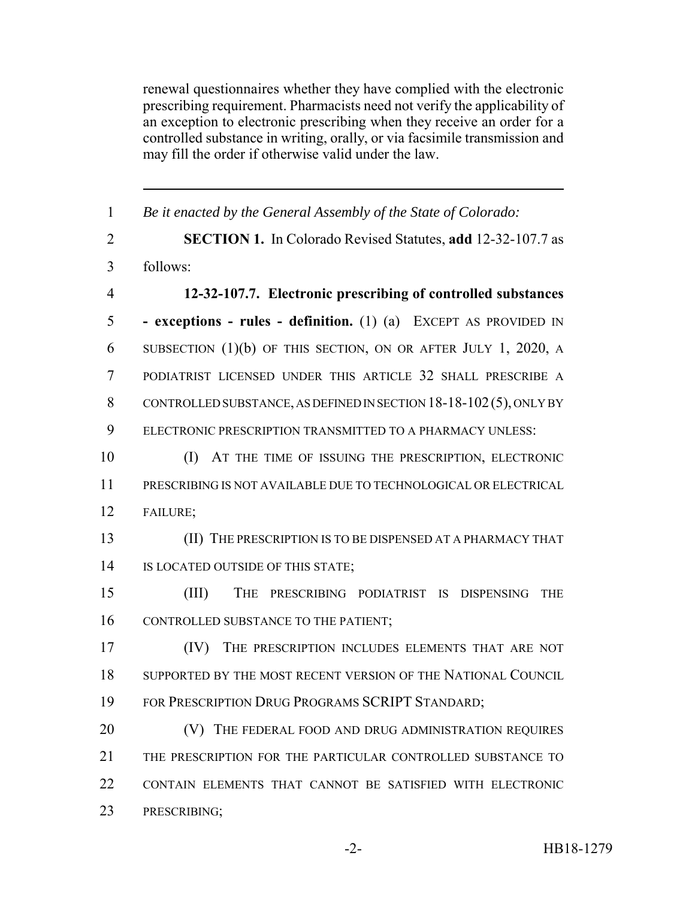renewal questionnaires whether they have complied with the electronic prescribing requirement. Pharmacists need not verify the applicability of an exception to electronic prescribing when they receive an order for a controlled substance in writing, orally, or via facsimile transmission and may fill the order if otherwise valid under the law.

---

1 *Be it enacted by the General Assembly of the State of Colorado:*

2 **SECTION 1.** In Colorado Revised Statutes, **add** 12-32-107.7 as
3 follows:

4 **12-32-107.7. Electronic prescribing of controlled substances**
5 **- exceptions - rules - definition.** (1) (a) EXCEPT AS PROVIDED IN
6 SUBSECTION (1)(b) OF THIS SECTION, ON OR AFTER JULY 1, 2020, A
7 PODIATRIST LICENSED UNDER THIS ARTICLE 32 SHALL PRESCRIBE A
8 CONTROLLED SUBSTANCE, AS DEFINED IN SECTION 18-18-102 (5), ONLY BY
9 ELECTRONIC PRESCRIPTION TRANSMITTED TO A PHARMACY UNLESS:

10 (I) AT THE TIME OF ISSUING THE PRESCRIPTION, ELECTRONIC
11 PRESCRIBING IS NOT AVAILABLE DUE TO TECHNOLOGICAL OR ELECTRICAL
12 FAILURE;

13 (II) THE PRESCRIPTION IS TO BE DISPENSED AT A PHARMACY THAT
14 IS LOCATED OUTSIDE OF THIS STATE;

15 (III) THE PRESCRIBING PODIATRIST IS DISPENSING THE
16 CONTROLLED SUBSTANCE TO THE PATIENT;

17 (IV) THE PRESCRIPTION INCLUDES ELEMENTS THAT ARE NOT
18 SUPPORTED BY THE MOST RECENT VERSION OF THE NATIONAL COUNCIL
19 FOR PRESCRIPTION DRUG PROGRAMS SCRIPT STANDARD;

20 (V) THE FEDERAL FOOD AND DRUG ADMINISTRATION REQUIRES
21 THE PRESCRIPTION FOR THE PARTICULAR CONTROLLED SUBSTANCE TO
22 CONTAIN ELEMENTS THAT CANNOT BE SATISFIED WITH ELECTRONIC
23 PRESCRIBING;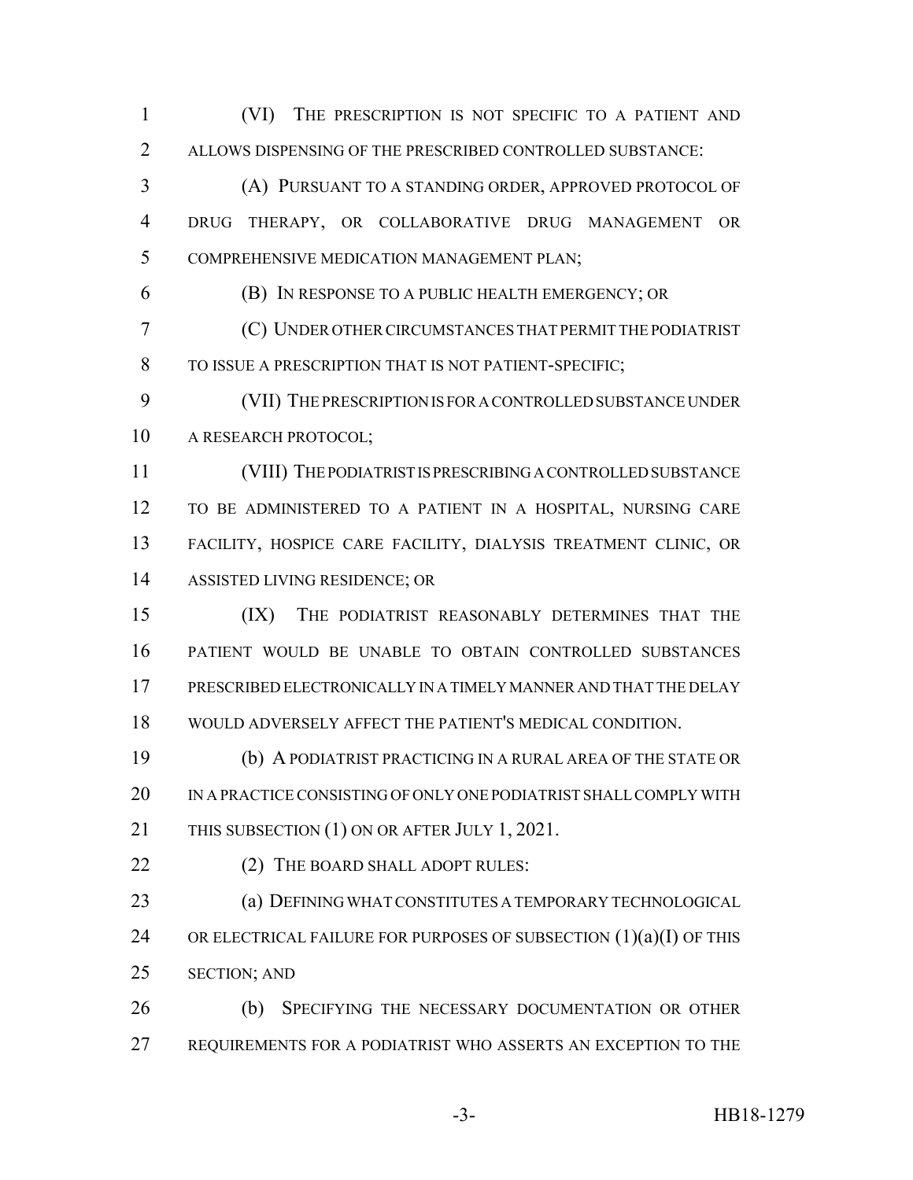(VI) THE PRESCRIPTION IS NOT SPECIFIC TO A PATIENT AND ALLOWS DISPENSING OF THE PRESCRIBED CONTROLLED SUBSTANCE:

(A) PURSUANT TO A STANDING ORDER, APPROVED PROTOCOL OF DRUG THERAPY, OR COLLABORATIVE DRUG MANAGEMENT OR COMPREHENSIVE MEDICATION MANAGEMENT PLAN;

(B) IN RESPONSE TO A PUBLIC HEALTH EMERGENCY; OR

(C) UNDER OTHER CIRCUMSTANCES THAT PERMIT THE PODIATRIST TO ISSUE A PRESCRIPTION THAT IS NOT PATIENT-SPECIFIC;

(VII) THE PRESCRIPTION IS FOR A CONTROLLED SUBSTANCE UNDER A RESEARCH PROTOCOL;

(VIII) THE PODIATRIST IS PRESCRIBING A CONTROLLED SUBSTANCE TO BE ADMINISTERED TO A PATIENT IN A HOSPITAL, NURSING CARE FACILITY, HOSPICE CARE FACILITY, DIALYSIS TREATMENT CLINIC, OR ASSISTED LIVING RESIDENCE; OR

(IX) THE PODIATRIST REASONABLY DETERMINES THAT THE PATIENT WOULD BE UNABLE TO OBTAIN CONTROLLED SUBSTANCES PRESCRIBED ELECTRONICALLY IN A TIMELY MANNER AND THAT THE DELAY WOULD ADVERSELY AFFECT THE PATIENT'S MEDICAL CONDITION.

(b) A PODIATRIST PRACTICING IN A RURAL AREA OF THE STATE OR IN A PRACTICE CONSISTING OF ONLY ONE PODIATRIST SHALL COMPLY WITH THIS SUBSECTION (1) ON OR AFTER JULY 1, 2021.

(2) THE BOARD SHALL ADOPT RULES:

(a) DEFINING WHAT CONSTITUTES A TEMPORARY TECHNOLOGICAL OR ELECTRICAL FAILURE FOR PURPOSES OF SUBSECTION (1)(a)(I) OF THIS SECTION; AND

(b) SPECIFYING THE NECESSARY DOCUMENTATION OR OTHER REQUIREMENTS FOR A PODIATRIST WHO ASSERTS AN EXCEPTION TO THE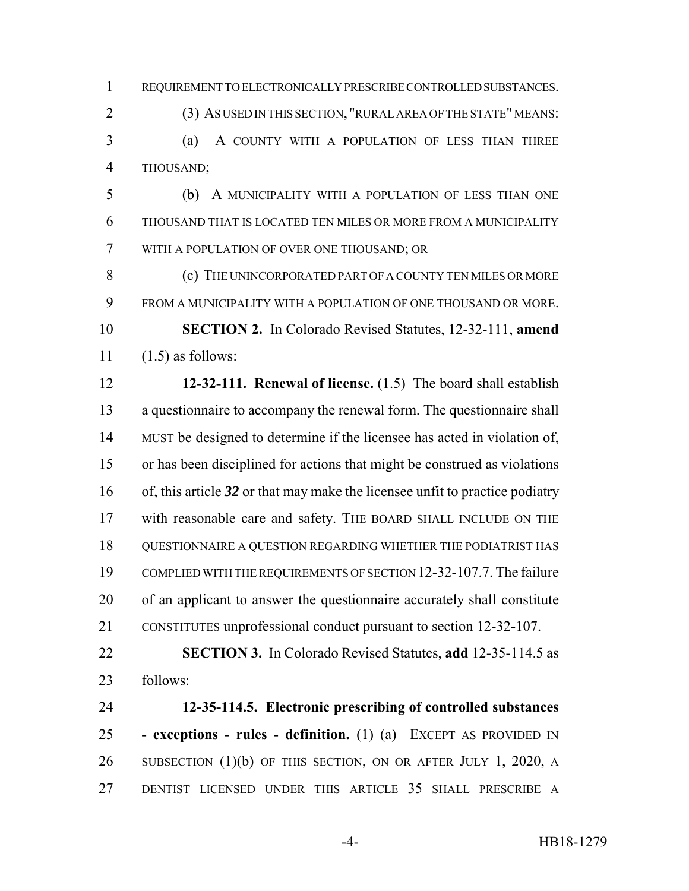REQUIREMENT TO ELECTRONICALLY PRESCRIBE CONTROLLED SUBSTANCES.

(3) AS USED IN THIS SECTION, "RURAL AREA OF THE STATE" MEANS:

(a) A COUNTY WITH A POPULATION OF LESS THAN THREE THOUSAND;

(b) A MUNICIPALITY WITH A POPULATION OF LESS THAN ONE THOUSAND THAT IS LOCATED TEN MILES OR MORE FROM A MUNICIPALITY WITH A POPULATION OF OVER ONE THOUSAND; OR

(c) THE UNINCORPORATED PART OF A COUNTY TEN MILES OR MORE FROM A MUNICIPALITY WITH A POPULATION OF ONE THOUSAND OR MORE.

**SECTION 2.** In Colorado Revised Statutes, 12-32-111, **amend** (1.5) as follows:

**12-32-111. Renewal of license.** (1.5) The board shall establish a questionnaire to accompany the renewal form. The questionnaire ~~shall~~ MUST be designed to determine if the licensee has acted in violation of, or has been disciplined for actions that might be construed as violations of, this article ***32*** or that may make the licensee unfit to practice podiatry with reasonable care and safety. THE BOARD SHALL INCLUDE ON THE QUESTIONNAIRE A QUESTION REGARDING WHETHER THE PODIATRIST HAS COMPLIED WITH THE REQUIREMENTS OF SECTION 12-32-107.7. The failure of an applicant to answer the questionnaire accurately ~~shall constitute~~ CONSTITUTES unprofessional conduct pursuant to section 12-32-107.

**SECTION 3.** In Colorado Revised Statutes, **add** 12-35-114.5 as follows:

**12-35-114.5. Electronic prescribing of controlled substances - exceptions - rules - definition.** (1) (a) EXCEPT AS PROVIDED IN SUBSECTION (1)(b) OF THIS SECTION, ON OR AFTER JULY 1, 2020, A DENTIST LICENSED UNDER THIS ARTICLE 35 SHALL PRESCRIBE A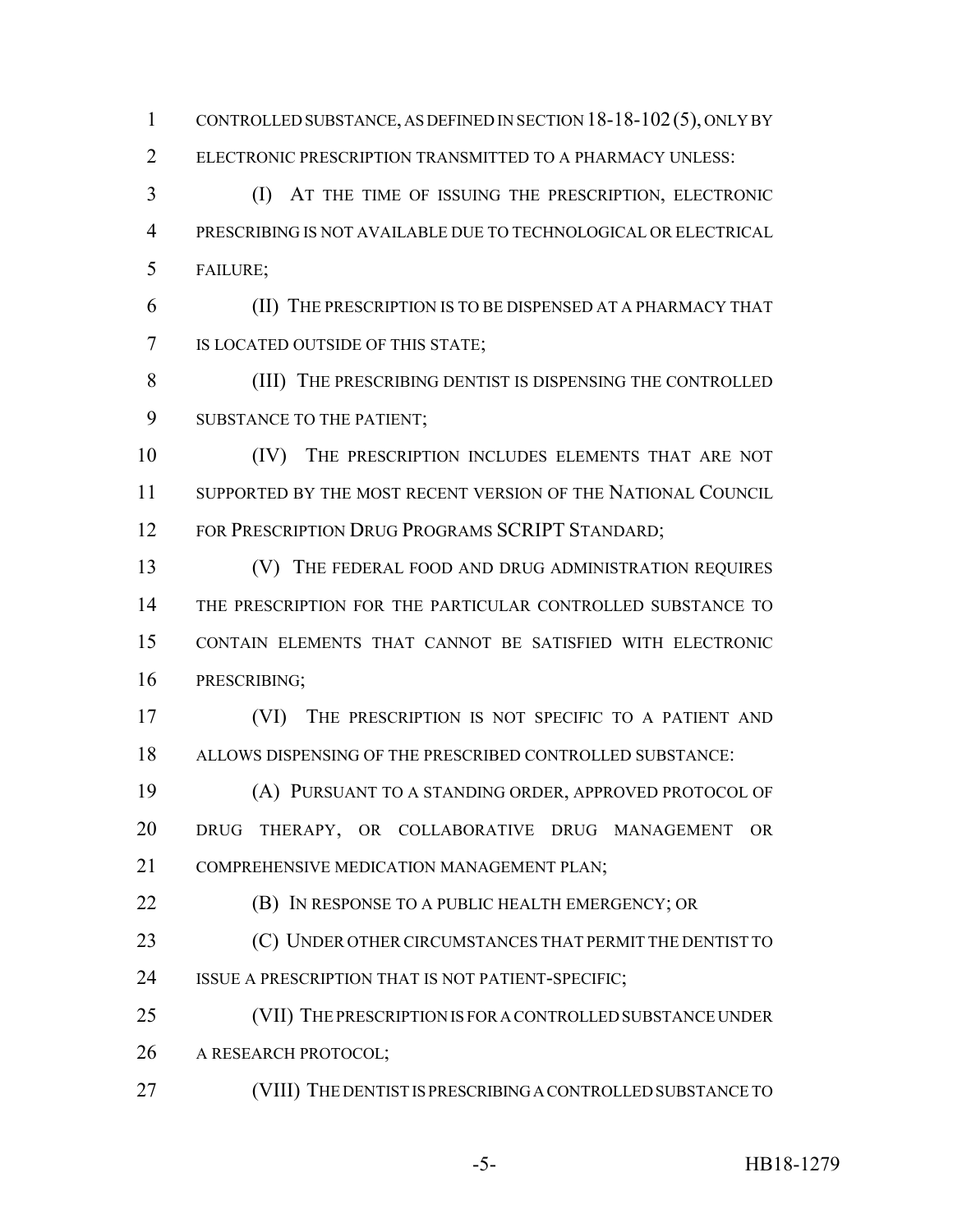CONTROLLED SUBSTANCE, AS DEFINED IN SECTION 18-18-102 (5), ONLY BY ELECTRONIC PRESCRIPTION TRANSMITTED TO A PHARMACY UNLESS:

(I) AT THE TIME OF ISSUING THE PRESCRIPTION, ELECTRONIC PRESCRIBING IS NOT AVAILABLE DUE TO TECHNOLOGICAL OR ELECTRICAL FAILURE;

(II) THE PRESCRIPTION IS TO BE DISPENSED AT A PHARMACY THAT IS LOCATED OUTSIDE OF THIS STATE;

(III) THE PRESCRIBING DENTIST IS DISPENSING THE CONTROLLED SUBSTANCE TO THE PATIENT;

(IV) THE PRESCRIPTION INCLUDES ELEMENTS THAT ARE NOT SUPPORTED BY THE MOST RECENT VERSION OF THE NATIONAL COUNCIL FOR PRESCRIPTION DRUG PROGRAMS SCRIPT STANDARD;

(V) THE FEDERAL FOOD AND DRUG ADMINISTRATION REQUIRES THE PRESCRIPTION FOR THE PARTICULAR CONTROLLED SUBSTANCE TO CONTAIN ELEMENTS THAT CANNOT BE SATISFIED WITH ELECTRONIC PRESCRIBING;

(VI) THE PRESCRIPTION IS NOT SPECIFIC TO A PATIENT AND ALLOWS DISPENSING OF THE PRESCRIBED CONTROLLED SUBSTANCE:

(A) PURSUANT TO A STANDING ORDER, APPROVED PROTOCOL OF DRUG THERAPY, OR COLLABORATIVE DRUG MANAGEMENT OR COMPREHENSIVE MEDICATION MANAGEMENT PLAN;

(B) IN RESPONSE TO A PUBLIC HEALTH EMERGENCY; OR

(C) UNDER OTHER CIRCUMSTANCES THAT PERMIT THE DENTIST TO ISSUE A PRESCRIPTION THAT IS NOT PATIENT-SPECIFIC;

(VII) THE PRESCRIPTION IS FOR A CONTROLLED SUBSTANCE UNDER A RESEARCH PROTOCOL;

(VIII) THE DENTIST IS PRESCRIBING A CONTROLLED SUBSTANCE TO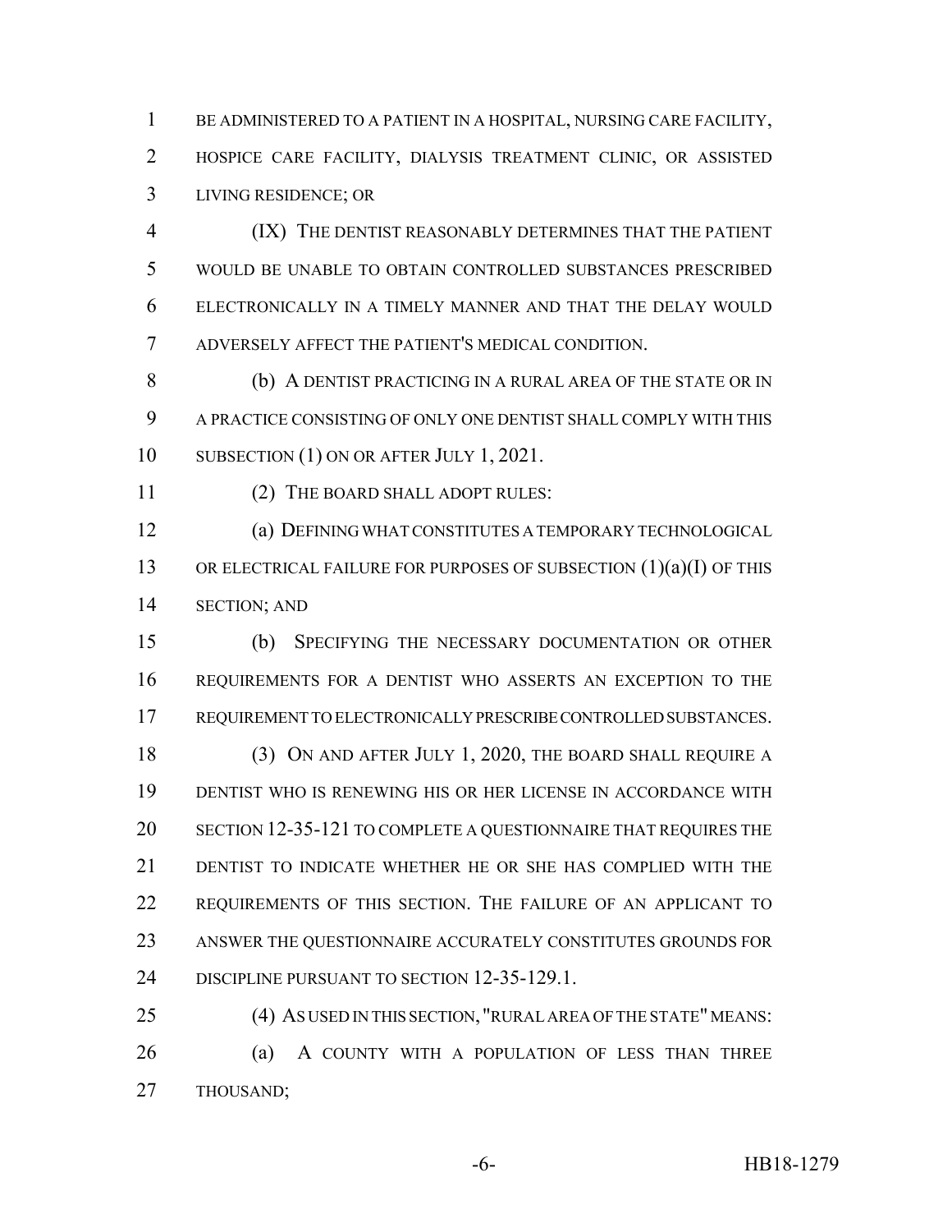BE ADMINISTERED TO A PATIENT IN A HOSPITAL, NURSING CARE FACILITY, HOSPICE CARE FACILITY, DIALYSIS TREATMENT CLINIC, OR ASSISTED LIVING RESIDENCE; OR

(IX) THE DENTIST REASONABLY DETERMINES THAT THE PATIENT WOULD BE UNABLE TO OBTAIN CONTROLLED SUBSTANCES PRESCRIBED ELECTRONICALLY IN A TIMELY MANNER AND THAT THE DELAY WOULD ADVERSELY AFFECT THE PATIENT'S MEDICAL CONDITION.

(b) A DENTIST PRACTICING IN A RURAL AREA OF THE STATE OR IN A PRACTICE CONSISTING OF ONLY ONE DENTIST SHALL COMPLY WITH THIS SUBSECTION (1) ON OR AFTER JULY 1, 2021.

(2) THE BOARD SHALL ADOPT RULES:

(a) DEFINING WHAT CONSTITUTES A TEMPORARY TECHNOLOGICAL OR ELECTRICAL FAILURE FOR PURPOSES OF SUBSECTION (1)(a)(I) OF THIS SECTION; AND

(b) SPECIFYING THE NECESSARY DOCUMENTATION OR OTHER REQUIREMENTS FOR A DENTIST WHO ASSERTS AN EXCEPTION TO THE REQUIREMENT TO ELECTRONICALLY PRESCRIBE CONTROLLED SUBSTANCES.

(3) ON AND AFTER JULY 1, 2020, THE BOARD SHALL REQUIRE A DENTIST WHO IS RENEWING HIS OR HER LICENSE IN ACCORDANCE WITH SECTION 12-35-121 TO COMPLETE A QUESTIONNAIRE THAT REQUIRES THE DENTIST TO INDICATE WHETHER HE OR SHE HAS COMPLIED WITH THE REQUIREMENTS OF THIS SECTION. THE FAILURE OF AN APPLICANT TO ANSWER THE QUESTIONNAIRE ACCURATELY CONSTITUTES GROUNDS FOR DISCIPLINE PURSUANT TO SECTION 12-35-129.1.

(4) AS USED IN THIS SECTION, "RURAL AREA OF THE STATE" MEANS:

(a) A COUNTY WITH A POPULATION OF LESS THAN THREE THOUSAND;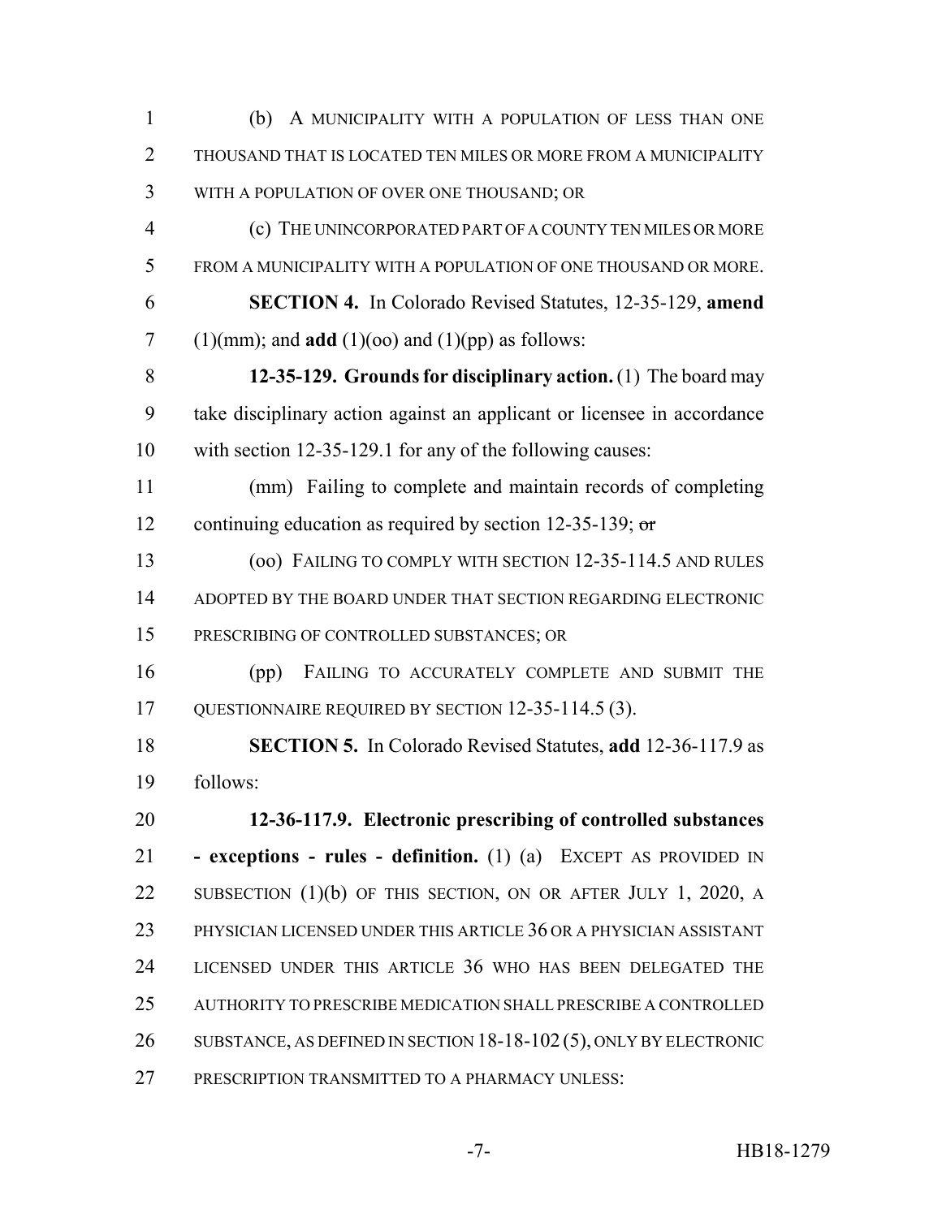(b) A MUNICIPALITY WITH A POPULATION OF LESS THAN ONE THOUSAND THAT IS LOCATED TEN MILES OR MORE FROM A MUNICIPALITY WITH A POPULATION OF OVER ONE THOUSAND; OR

(c) THE UNINCORPORATED PART OF A COUNTY TEN MILES OR MORE FROM A MUNICIPALITY WITH A POPULATION OF ONE THOUSAND OR MORE.

**SECTION 4.** In Colorado Revised Statutes, 12-35-129, **amend** (1)(mm); and **add** (1)(oo) and (1)(pp) as follows:

**12-35-129. Grounds for disciplinary action.** (1) The board may take disciplinary action against an applicant or licensee in accordance with section 12-35-129.1 for any of the following causes:

(mm) Failing to complete and maintain records of completing continuing education as required by section 12-35-139; ~~or~~

(oo) FAILING TO COMPLY WITH SECTION 12-35-114.5 AND RULES ADOPTED BY THE BOARD UNDER THAT SECTION REGARDING ELECTRONIC PRESCRIBING OF CONTROLLED SUBSTANCES; OR

(pp) FAILING TO ACCURATELY COMPLETE AND SUBMIT THE QUESTIONNAIRE REQUIRED BY SECTION 12-35-114.5 (3).

**SECTION 5.** In Colorado Revised Statutes, **add** 12-36-117.9 as follows:

**12-36-117.9. Electronic prescribing of controlled substances - exceptions - rules - definition.** (1) (a) EXCEPT AS PROVIDED IN SUBSECTION (1)(b) OF THIS SECTION, ON OR AFTER JULY 1, 2020, A PHYSICIAN LICENSED UNDER THIS ARTICLE 36 OR A PHYSICIAN ASSISTANT LICENSED UNDER THIS ARTICLE 36 WHO HAS BEEN DELEGATED THE AUTHORITY TO PRESCRIBE MEDICATION SHALL PRESCRIBE A CONTROLLED SUBSTANCE, AS DEFINED IN SECTION 18-18-102 (5), ONLY BY ELECTRONIC PRESCRIPTION TRANSMITTED TO A PHARMACY UNLESS: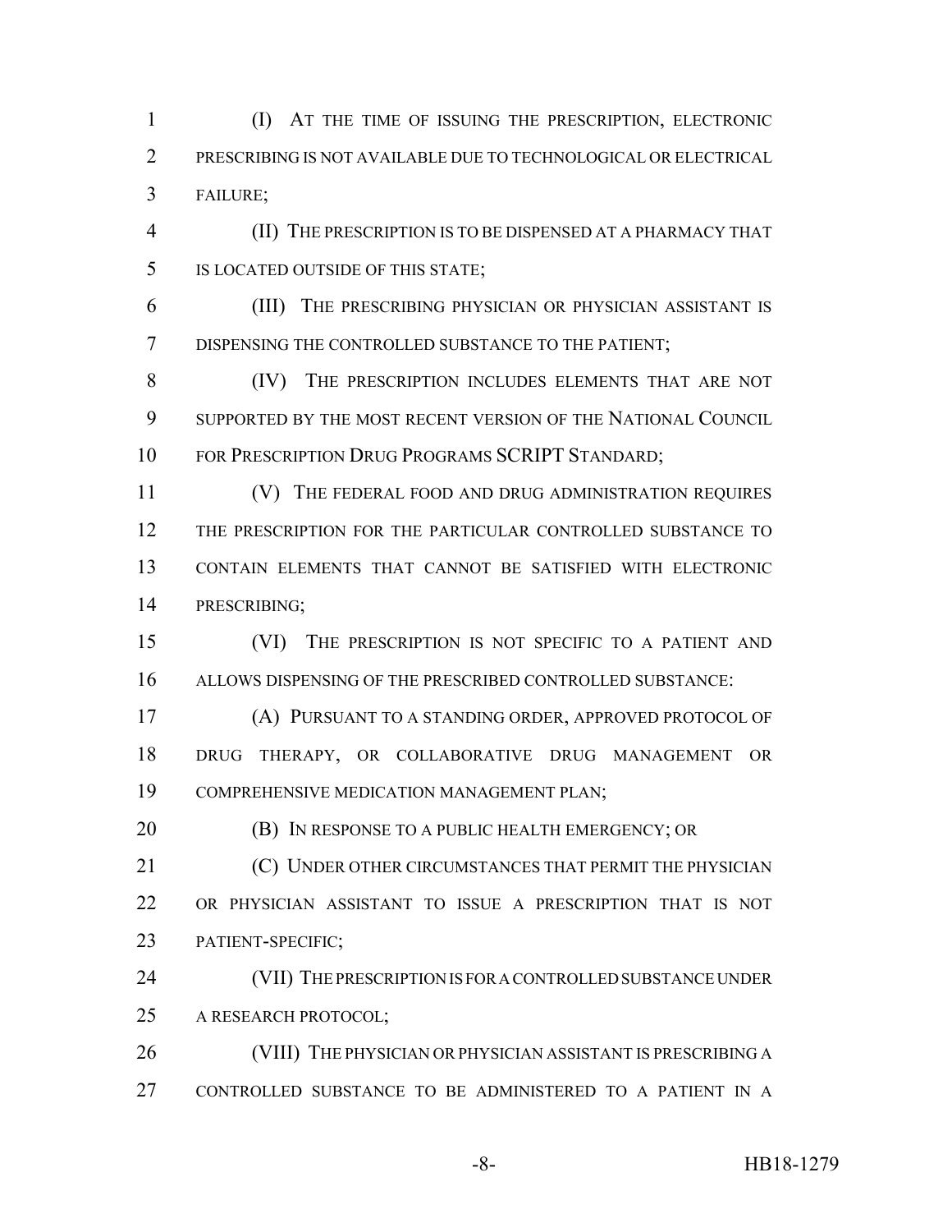(I) AT THE TIME OF ISSUING THE PRESCRIPTION, ELECTRONIC PRESCRIBING IS NOT AVAILABLE DUE TO TECHNOLOGICAL OR ELECTRICAL FAILURE;

(II) THE PRESCRIPTION IS TO BE DISPENSED AT A PHARMACY THAT IS LOCATED OUTSIDE OF THIS STATE;

(III) THE PRESCRIBING PHYSICIAN OR PHYSICIAN ASSISTANT IS DISPENSING THE CONTROLLED SUBSTANCE TO THE PATIENT;

(IV) THE PRESCRIPTION INCLUDES ELEMENTS THAT ARE NOT SUPPORTED BY THE MOST RECENT VERSION OF THE NATIONAL COUNCIL FOR PRESCRIPTION DRUG PROGRAMS SCRIPT STANDARD;

(V) THE FEDERAL FOOD AND DRUG ADMINISTRATION REQUIRES THE PRESCRIPTION FOR THE PARTICULAR CONTROLLED SUBSTANCE TO CONTAIN ELEMENTS THAT CANNOT BE SATISFIED WITH ELECTRONIC PRESCRIBING;

(VI) THE PRESCRIPTION IS NOT SPECIFIC TO A PATIENT AND ALLOWS DISPENSING OF THE PRESCRIBED CONTROLLED SUBSTANCE:

(A) PURSUANT TO A STANDING ORDER, APPROVED PROTOCOL OF DRUG THERAPY, OR COLLABORATIVE DRUG MANAGEMENT OR COMPREHENSIVE MEDICATION MANAGEMENT PLAN;

(B) IN RESPONSE TO A PUBLIC HEALTH EMERGENCY; OR

(C) UNDER OTHER CIRCUMSTANCES THAT PERMIT THE PHYSICIAN OR PHYSICIAN ASSISTANT TO ISSUE A PRESCRIPTION THAT IS NOT PATIENT-SPECIFIC;

(VII) THE PRESCRIPTION IS FOR A CONTROLLED SUBSTANCE UNDER A RESEARCH PROTOCOL;

(VIII) THE PHYSICIAN OR PHYSICIAN ASSISTANT IS PRESCRIBING A CONTROLLED SUBSTANCE TO BE ADMINISTERED TO A PATIENT IN A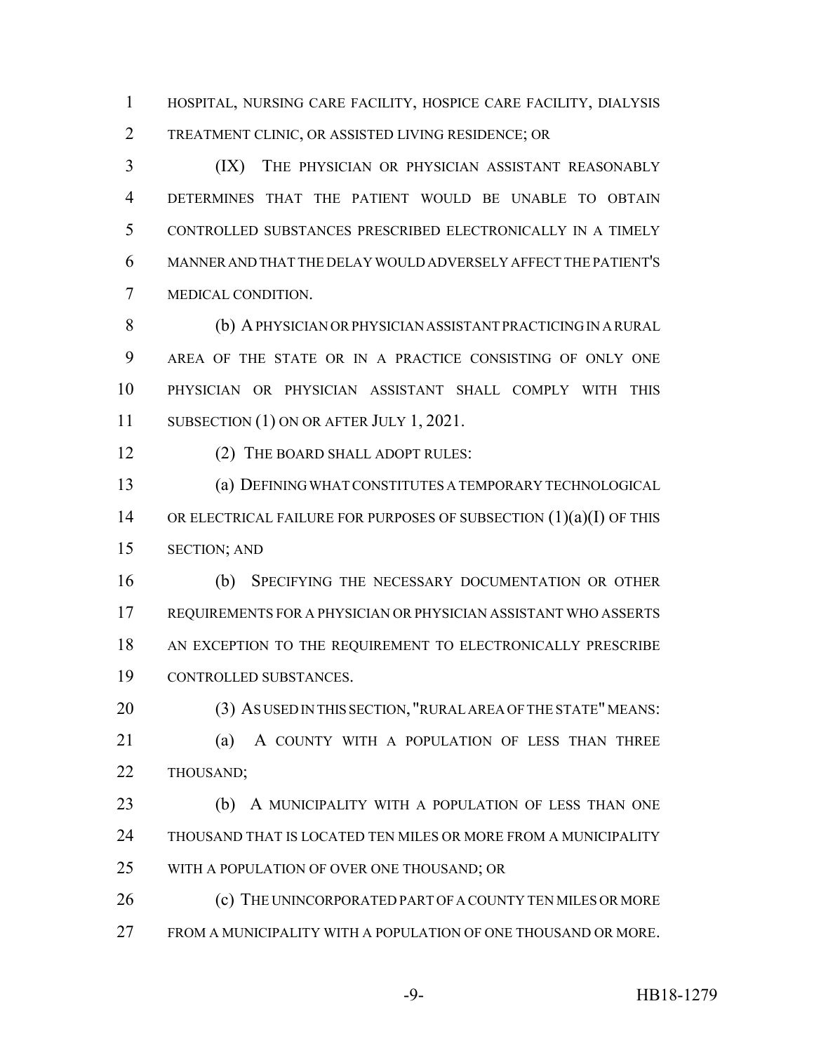HOSPITAL, NURSING CARE FACILITY, HOSPICE CARE FACILITY, DIALYSIS TREATMENT CLINIC, OR ASSISTED LIVING RESIDENCE; OR

(IX) THE PHYSICIAN OR PHYSICIAN ASSISTANT REASONABLY DETERMINES THAT THE PATIENT WOULD BE UNABLE TO OBTAIN CONTROLLED SUBSTANCES PRESCRIBED ELECTRONICALLY IN A TIMELY MANNER AND THAT THE DELAY WOULD ADVERSELY AFFECT THE PATIENT'S MEDICAL CONDITION.

(b) A PHYSICIAN OR PHYSICIAN ASSISTANT PRACTICING IN A RURAL AREA OF THE STATE OR IN A PRACTICE CONSISTING OF ONLY ONE PHYSICIAN OR PHYSICIAN ASSISTANT SHALL COMPLY WITH THIS SUBSECTION (1) ON OR AFTER JULY 1, 2021.

(2) THE BOARD SHALL ADOPT RULES:

(a) DEFINING WHAT CONSTITUTES A TEMPORARY TECHNOLOGICAL OR ELECTRICAL FAILURE FOR PURPOSES OF SUBSECTION (1)(a)(I) OF THIS SECTION; AND

(b) SPECIFYING THE NECESSARY DOCUMENTATION OR OTHER REQUIREMENTS FOR A PHYSICIAN OR PHYSICIAN ASSISTANT WHO ASSERTS AN EXCEPTION TO THE REQUIREMENT TO ELECTRONICALLY PRESCRIBE CONTROLLED SUBSTANCES.

(3) AS USED IN THIS SECTION, "RURAL AREA OF THE STATE" MEANS:

(a) A COUNTY WITH A POPULATION OF LESS THAN THREE THOUSAND;

(b) A MUNICIPALITY WITH A POPULATION OF LESS THAN ONE THOUSAND THAT IS LOCATED TEN MILES OR MORE FROM A MUNICIPALITY WITH A POPULATION OF OVER ONE THOUSAND; OR

(c) THE UNINCORPORATED PART OF A COUNTY TEN MILES OR MORE FROM A MUNICIPALITY WITH A POPULATION OF ONE THOUSAND OR MORE.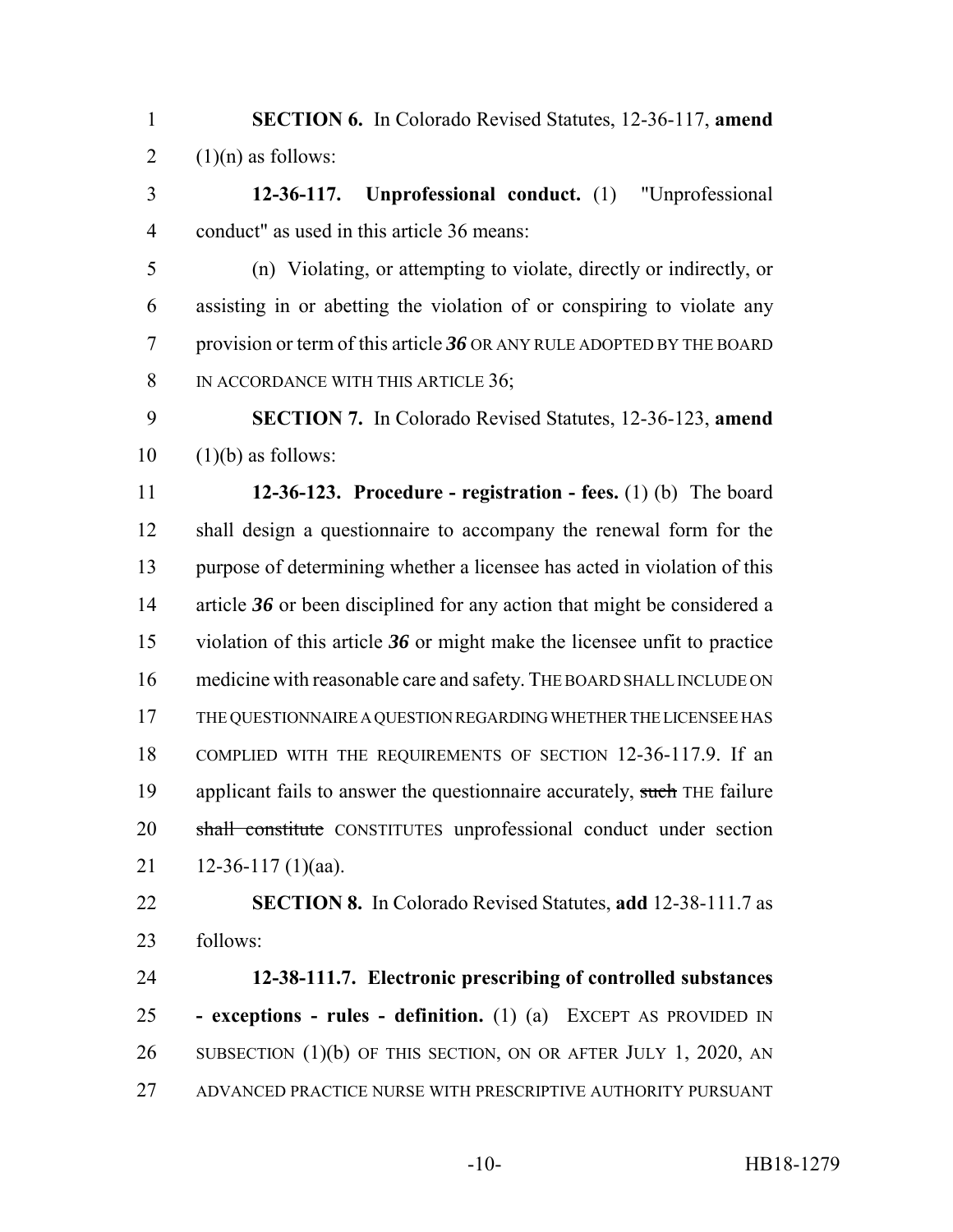**SECTION 6.** In Colorado Revised Statutes, 12-36-117, **amend** (1)(n) as follows:

**12-36-117. Unprofessional conduct.** (1) "Unprofessional conduct" as used in this article 36 means:

(n) Violating, or attempting to violate, directly or indirectly, or assisting in or abetting the violation of or conspiring to violate any provision or term of this article ***36*** OR ANY RULE ADOPTED BY THE BOARD IN ACCORDANCE WITH THIS ARTICLE 36;

**SECTION 7.** In Colorado Revised Statutes, 12-36-123, **amend** (1)(b) as follows:

**12-36-123. Procedure - registration - fees.** (1) (b) The board shall design a questionnaire to accompany the renewal form for the purpose of determining whether a licensee has acted in violation of this article ***36*** or been disciplined for any action that might be considered a violation of this article ***36*** or might make the licensee unfit to practice medicine with reasonable care and safety. THE BOARD SHALL INCLUDE ON THE QUESTIONNAIRE A QUESTION REGARDING WHETHER THE LICENSEE HAS COMPLIED WITH THE REQUIREMENTS OF SECTION 12-36-117.9. If an applicant fails to answer the questionnaire accurately, ~~such~~ THE failure ~~shall constitute~~ CONSTITUTES unprofessional conduct under section 12-36-117 (1)(aa).

**SECTION 8.** In Colorado Revised Statutes, **add** 12-38-111.7 as follows:

**12-38-111.7. Electronic prescribing of controlled substances - exceptions - rules - definition.** (1) (a) EXCEPT AS PROVIDED IN SUBSECTION (1)(b) OF THIS SECTION, ON OR AFTER JULY 1, 2020, AN ADVANCED PRACTICE NURSE WITH PRESCRIPTIVE AUTHORITY PURSUANT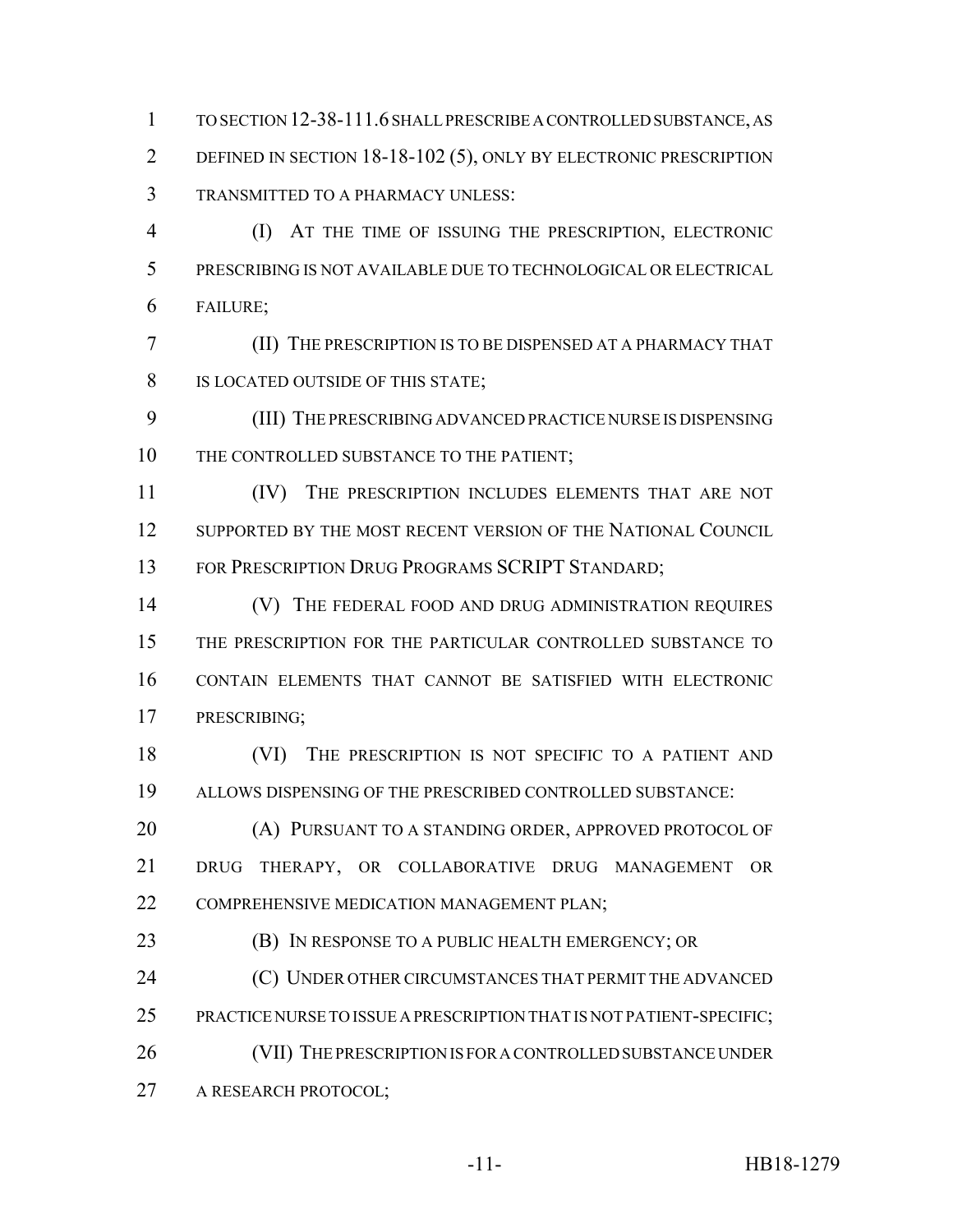TO SECTION 12-38-111.6 SHALL PRESCRIBE A CONTROLLED SUBSTANCE, AS DEFINED IN SECTION 18-18-102 (5), ONLY BY ELECTRONIC PRESCRIPTION TRANSMITTED TO A PHARMACY UNLESS:

(I) AT THE TIME OF ISSUING THE PRESCRIPTION, ELECTRONIC PRESCRIBING IS NOT AVAILABLE DUE TO TECHNOLOGICAL OR ELECTRICAL FAILURE;

(II) THE PRESCRIPTION IS TO BE DISPENSED AT A PHARMACY THAT IS LOCATED OUTSIDE OF THIS STATE;

(III) THE PRESCRIBING ADVANCED PRACTICE NURSE IS DISPENSING THE CONTROLLED SUBSTANCE TO THE PATIENT;

(IV) THE PRESCRIPTION INCLUDES ELEMENTS THAT ARE NOT SUPPORTED BY THE MOST RECENT VERSION OF THE NATIONAL COUNCIL FOR PRESCRIPTION DRUG PROGRAMS SCRIPT STANDARD;

(V) THE FEDERAL FOOD AND DRUG ADMINISTRATION REQUIRES THE PRESCRIPTION FOR THE PARTICULAR CONTROLLED SUBSTANCE TO CONTAIN ELEMENTS THAT CANNOT BE SATISFIED WITH ELECTRONIC PRESCRIBING;

(VI) THE PRESCRIPTION IS NOT SPECIFIC TO A PATIENT AND ALLOWS DISPENSING OF THE PRESCRIBED CONTROLLED SUBSTANCE:

(A) PURSUANT TO A STANDING ORDER, APPROVED PROTOCOL OF DRUG THERAPY, OR COLLABORATIVE DRUG MANAGEMENT OR COMPREHENSIVE MEDICATION MANAGEMENT PLAN;

(B) IN RESPONSE TO A PUBLIC HEALTH EMERGENCY; OR

(C) UNDER OTHER CIRCUMSTANCES THAT PERMIT THE ADVANCED PRACTICE NURSE TO ISSUE A PRESCRIPTION THAT IS NOT PATIENT-SPECIFIC;

(VII) THE PRESCRIPTION IS FOR A CONTROLLED SUBSTANCE UNDER A RESEARCH PROTOCOL;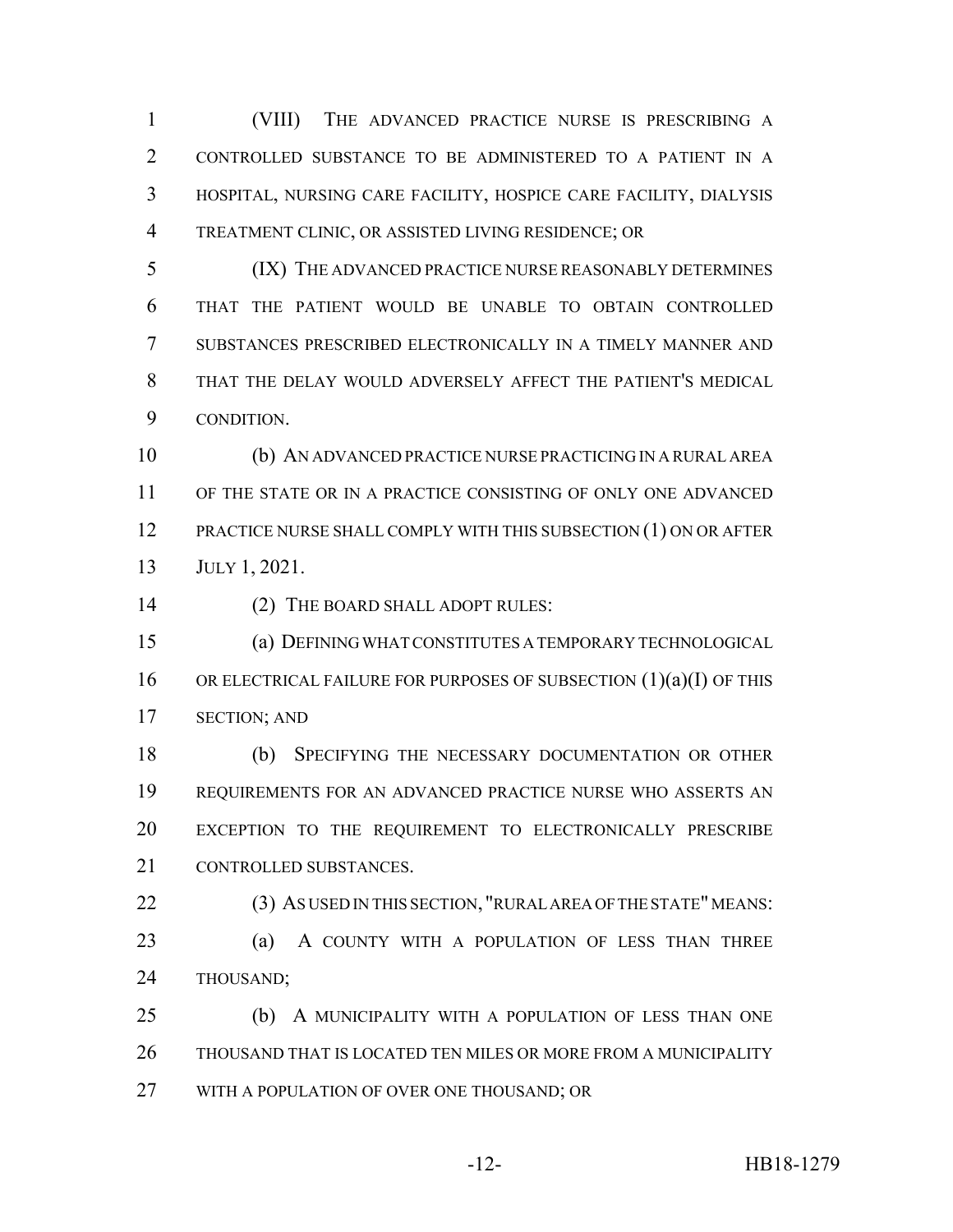(VIII) THE ADVANCED PRACTICE NURSE IS PRESCRIBING A CONTROLLED SUBSTANCE TO BE ADMINISTERED TO A PATIENT IN A HOSPITAL, NURSING CARE FACILITY, HOSPICE CARE FACILITY, DIALYSIS TREATMENT CLINIC, OR ASSISTED LIVING RESIDENCE; OR

(IX) THE ADVANCED PRACTICE NURSE REASONABLY DETERMINES THAT THE PATIENT WOULD BE UNABLE TO OBTAIN CONTROLLED SUBSTANCES PRESCRIBED ELECTRONICALLY IN A TIMELY MANNER AND THAT THE DELAY WOULD ADVERSELY AFFECT THE PATIENT'S MEDICAL CONDITION.

(b) AN ADVANCED PRACTICE NURSE PRACTICING IN A RURAL AREA OF THE STATE OR IN A PRACTICE CONSISTING OF ONLY ONE ADVANCED PRACTICE NURSE SHALL COMPLY WITH THIS SUBSECTION (1) ON OR AFTER JULY 1, 2021.

(2) THE BOARD SHALL ADOPT RULES:

(a) DEFINING WHAT CONSTITUTES A TEMPORARY TECHNOLOGICAL OR ELECTRICAL FAILURE FOR PURPOSES OF SUBSECTION (1)(a)(I) OF THIS SECTION; AND

(b) SPECIFYING THE NECESSARY DOCUMENTATION OR OTHER REQUIREMENTS FOR AN ADVANCED PRACTICE NURSE WHO ASSERTS AN EXCEPTION TO THE REQUIREMENT TO ELECTRONICALLY PRESCRIBE CONTROLLED SUBSTANCES.

(3) AS USED IN THIS SECTION, "RURAL AREA OF THE STATE" MEANS:

(a) A COUNTY WITH A POPULATION OF LESS THAN THREE THOUSAND;

(b) A MUNICIPALITY WITH A POPULATION OF LESS THAN ONE THOUSAND THAT IS LOCATED TEN MILES OR MORE FROM A MUNICIPALITY WITH A POPULATION OF OVER ONE THOUSAND; OR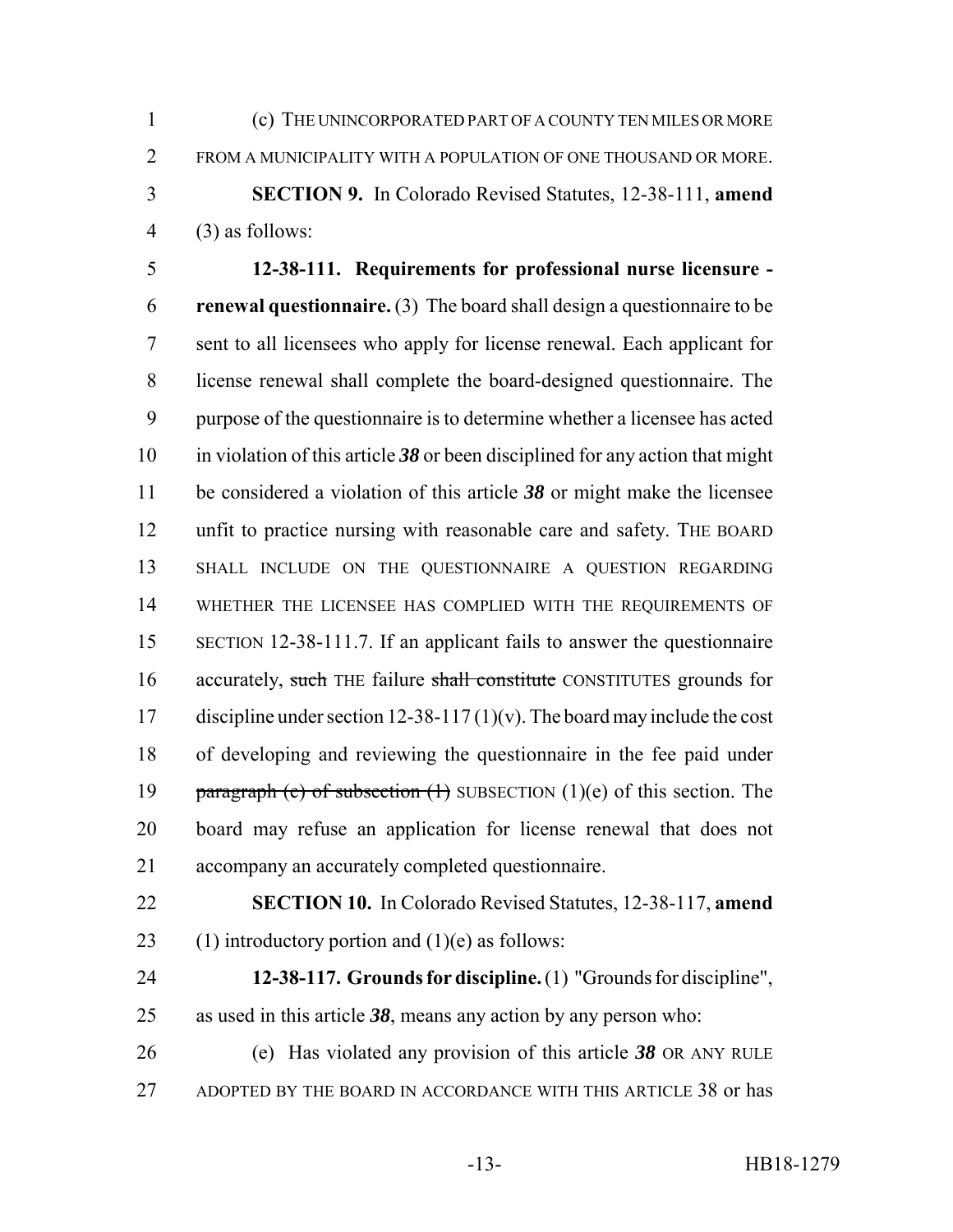(c) THE UNINCORPORATED PART OF A COUNTY TEN MILES OR MORE FROM A MUNICIPALITY WITH A POPULATION OF ONE THOUSAND OR MORE.

**SECTION 9.** In Colorado Revised Statutes, 12-38-111, **amend** (3) as follows:

**12-38-111. Requirements for professional nurse licensure - renewal questionnaire.** (3) The board shall design a questionnaire to be sent to all licensees who apply for license renewal. Each applicant for license renewal shall complete the board-designed questionnaire. The purpose of the questionnaire is to determine whether a licensee has acted in violation of this article ***38*** or been disciplined for any action that might be considered a violation of this article ***38*** or might make the licensee unfit to practice nursing with reasonable care and safety. THE BOARD SHALL INCLUDE ON THE QUESTIONNAIRE A QUESTION REGARDING WHETHER THE LICENSEE HAS COMPLIED WITH THE REQUIREMENTS OF SECTION 12-38-111.7. If an applicant fails to answer the questionnaire accurately, ~~such~~ THE failure ~~shall constitute~~ CONSTITUTES grounds for discipline under section 12-38-117 (1)(v). The board may include the cost of developing and reviewing the questionnaire in the fee paid under ~~paragraph (e) of subsection (1)~~ SUBSECTION (1)(e) of this section. The board may refuse an application for license renewal that does not accompany an accurately completed questionnaire.

**SECTION 10.** In Colorado Revised Statutes, 12-38-117, **amend** (1) introductory portion and (1)(e) as follows:

**12-38-117. Grounds for discipline.** (1) "Grounds for discipline", as used in this article ***38***, means any action by any person who:

(e) Has violated any provision of this article ***38*** OR ANY RULE ADOPTED BY THE BOARD IN ACCORDANCE WITH THIS ARTICLE 38 or has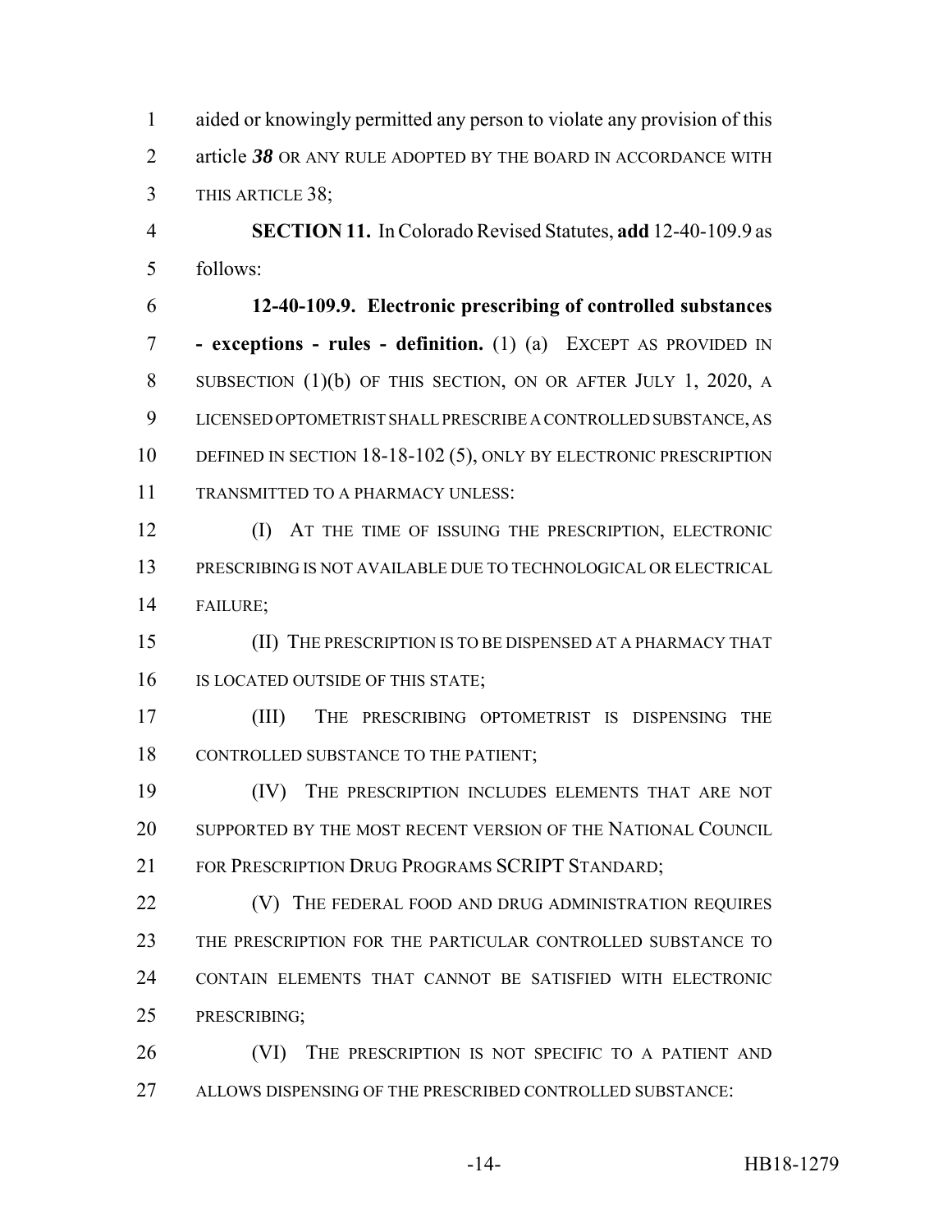aided or knowingly permitted any person to violate any provision of this article ***38*** OR ANY RULE ADOPTED BY THE BOARD IN ACCORDANCE WITH THIS ARTICLE 38;

**SECTION 11.** In Colorado Revised Statutes, **add** 12-40-109.9 as follows:

**12-40-109.9. Electronic prescribing of controlled substances - exceptions - rules - definition.** (1) (a) EXCEPT AS PROVIDED IN SUBSECTION (1)(b) OF THIS SECTION, ON OR AFTER JULY 1, 2020, A LICENSED OPTOMETRIST SHALL PRESCRIBE A CONTROLLED SUBSTANCE, AS DEFINED IN SECTION 18-18-102 (5), ONLY BY ELECTRONIC PRESCRIPTION TRANSMITTED TO A PHARMACY UNLESS:

(I) AT THE TIME OF ISSUING THE PRESCRIPTION, ELECTRONIC PRESCRIBING IS NOT AVAILABLE DUE TO TECHNOLOGICAL OR ELECTRICAL FAILURE;

(II) THE PRESCRIPTION IS TO BE DISPENSED AT A PHARMACY THAT IS LOCATED OUTSIDE OF THIS STATE;

(III) THE PRESCRIBING OPTOMETRIST IS DISPENSING THE CONTROLLED SUBSTANCE TO THE PATIENT;

(IV) THE PRESCRIPTION INCLUDES ELEMENTS THAT ARE NOT SUPPORTED BY THE MOST RECENT VERSION OF THE NATIONAL COUNCIL FOR PRESCRIPTION DRUG PROGRAMS SCRIPT STANDARD;

(V) THE FEDERAL FOOD AND DRUG ADMINISTRATION REQUIRES THE PRESCRIPTION FOR THE PARTICULAR CONTROLLED SUBSTANCE TO CONTAIN ELEMENTS THAT CANNOT BE SATISFIED WITH ELECTRONIC PRESCRIBING;

(VI) THE PRESCRIPTION IS NOT SPECIFIC TO A PATIENT AND ALLOWS DISPENSING OF THE PRESCRIBED CONTROLLED SUBSTANCE: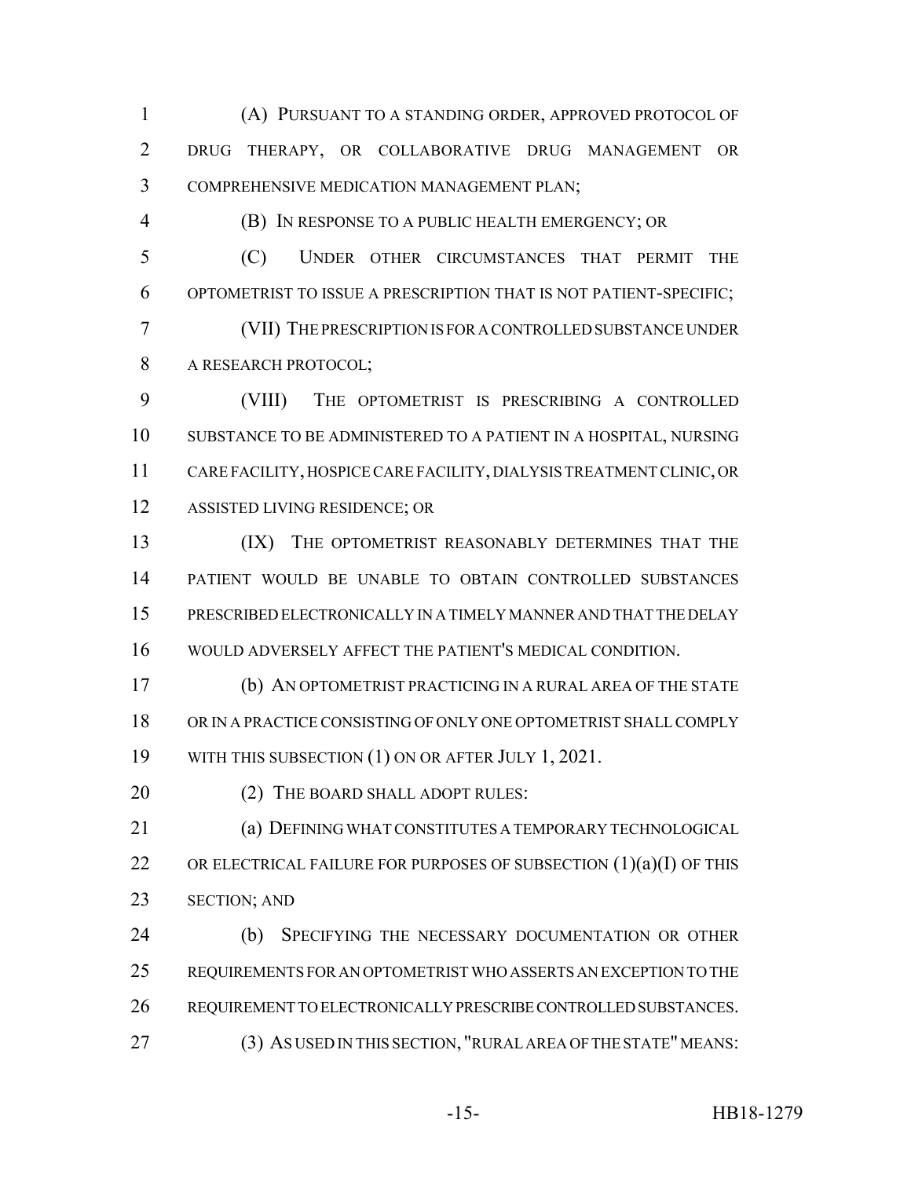(A) PURSUANT TO A STANDING ORDER, APPROVED PROTOCOL OF DRUG THERAPY, OR COLLABORATIVE DRUG MANAGEMENT OR COMPREHENSIVE MEDICATION MANAGEMENT PLAN;

(B) IN RESPONSE TO A PUBLIC HEALTH EMERGENCY; OR

(C) UNDER OTHER CIRCUMSTANCES THAT PERMIT THE OPTOMETRIST TO ISSUE A PRESCRIPTION THAT IS NOT PATIENT-SPECIFIC;

(VII) THE PRESCRIPTION IS FOR A CONTROLLED SUBSTANCE UNDER A RESEARCH PROTOCOL;

(VIII) THE OPTOMETRIST IS PRESCRIBING A CONTROLLED SUBSTANCE TO BE ADMINISTERED TO A PATIENT IN A HOSPITAL, NURSING CARE FACILITY, HOSPICE CARE FACILITY, DIALYSIS TREATMENT CLINIC, OR ASSISTED LIVING RESIDENCE; OR

(IX) THE OPTOMETRIST REASONABLY DETERMINES THAT THE PATIENT WOULD BE UNABLE TO OBTAIN CONTROLLED SUBSTANCES PRESCRIBED ELECTRONICALLY IN A TIMELY MANNER AND THAT THE DELAY WOULD ADVERSELY AFFECT THE PATIENT'S MEDICAL CONDITION.

(b) AN OPTOMETRIST PRACTICING IN A RURAL AREA OF THE STATE OR IN A PRACTICE CONSISTING OF ONLY ONE OPTOMETRIST SHALL COMPLY WITH THIS SUBSECTION (1) ON OR AFTER JULY 1, 2021.

(2) THE BOARD SHALL ADOPT RULES:

(a) DEFINING WHAT CONSTITUTES A TEMPORARY TECHNOLOGICAL OR ELECTRICAL FAILURE FOR PURPOSES OF SUBSECTION (1)(a)(I) OF THIS SECTION; AND

(b) SPECIFYING THE NECESSARY DOCUMENTATION OR OTHER REQUIREMENTS FOR AN OPTOMETRIST WHO ASSERTS AN EXCEPTION TO THE REQUIREMENT TO ELECTRONICALLY PRESCRIBE CONTROLLED SUBSTANCES.

(3) AS USED IN THIS SECTION, "RURAL AREA OF THE STATE" MEANS: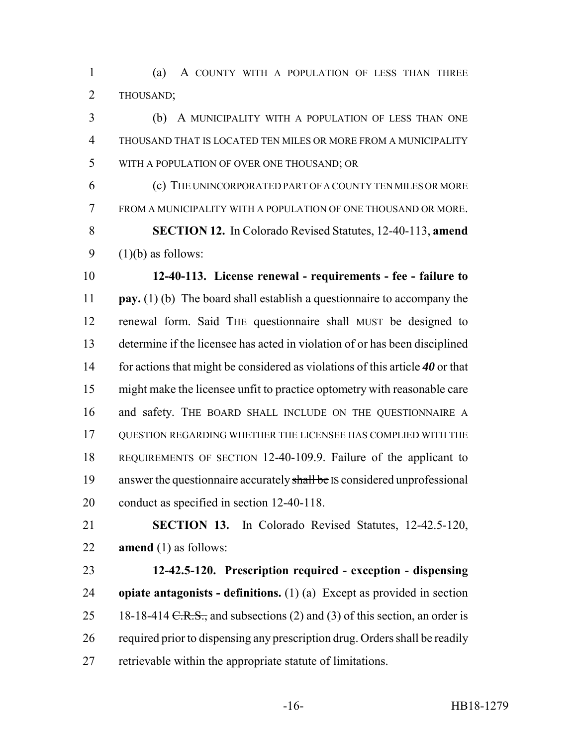(a) A COUNTY WITH A POPULATION OF LESS THAN THREE THOUSAND;

(b) A MUNICIPALITY WITH A POPULATION OF LESS THAN ONE THOUSAND THAT IS LOCATED TEN MILES OR MORE FROM A MUNICIPALITY WITH A POPULATION OF OVER ONE THOUSAND; OR

(c) THE UNINCORPORATED PART OF A COUNTY TEN MILES OR MORE FROM A MUNICIPALITY WITH A POPULATION OF ONE THOUSAND OR MORE.

**SECTION 12.** In Colorado Revised Statutes, 12-40-113, **amend** (1)(b) as follows:

**12-40-113. License renewal - requirements - fee - failure to pay.** (1) (b) The board shall establish a questionnaire to accompany the renewal form. ~~Said~~ THE questionnaire ~~shall~~ MUST be designed to determine if the licensee has acted in violation of or has been disciplined for actions that might be considered as violations of this article ***40*** or that might make the licensee unfit to practice optometry with reasonable care and safety. THE BOARD SHALL INCLUDE ON THE QUESTIONNAIRE A QUESTION REGARDING WHETHER THE LICENSEE HAS COMPLIED WITH THE REQUIREMENTS OF SECTION 12-40-109.9. Failure of the applicant to answer the questionnaire accurately ~~shall be~~ IS considered unprofessional conduct as specified in section 12-40-118.

**SECTION 13.** In Colorado Revised Statutes, 12-42.5-120, **amend** (1) as follows:

**12-42.5-120. Prescription required - exception - dispensing opiate antagonists - definitions.** (1) (a) Except as provided in section 18-18-414 ~~C.R.S.,~~ and subsections (2) and (3) of this section, an order is required prior to dispensing any prescription drug. Orders shall be readily retrievable within the appropriate statute of limitations.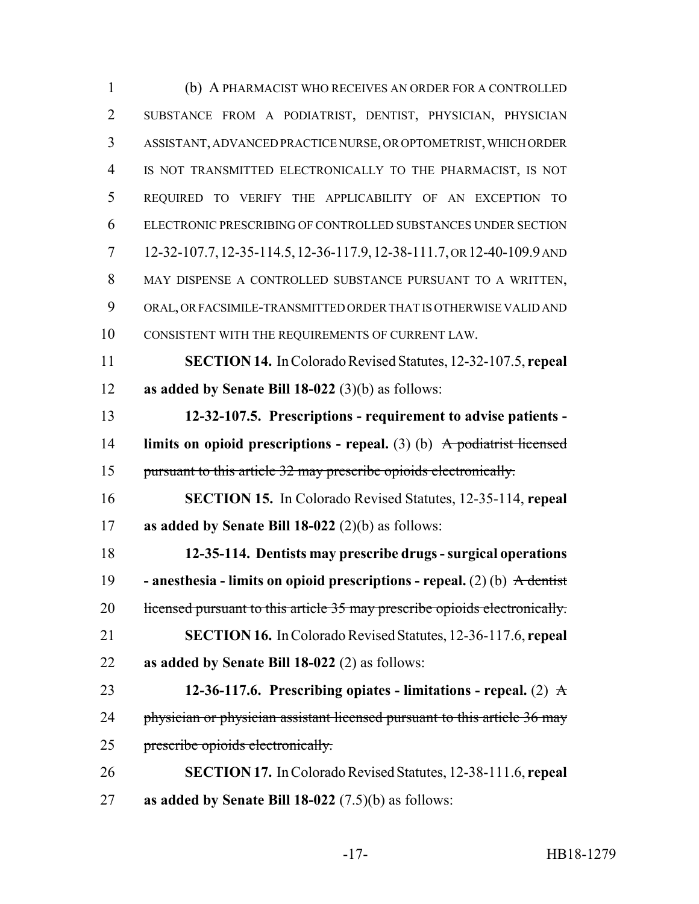(b) A PHARMACIST WHO RECEIVES AN ORDER FOR A CONTROLLED SUBSTANCE FROM A PODIATRIST, DENTIST, PHYSICIAN, PHYSICIAN ASSISTANT, ADVANCED PRACTICE NURSE, OR OPTOMETRIST, WHICH ORDER IS NOT TRANSMITTED ELECTRONICALLY TO THE PHARMACIST, IS NOT REQUIRED TO VERIFY THE APPLICABILITY OF AN EXCEPTION TO ELECTRONIC PRESCRIBING OF CONTROLLED SUBSTANCES UNDER SECTION 12-32-107.7, 12-35-114.5, 12-36-117.9, 12-38-111.7, OR 12-40-109.9 AND MAY DISPENSE A CONTROLLED SUBSTANCE PURSUANT TO A WRITTEN, ORAL, OR FACSIMILE-TRANSMITTED ORDER THAT IS OTHERWISE VALID AND CONSISTENT WITH THE REQUIREMENTS OF CURRENT LAW.

**SECTION 14.** In Colorado Revised Statutes, 12-32-107.5, **repeal as added by Senate Bill 18-022** (3)(b) as follows:

**12-32-107.5. Prescriptions - requirement to advise patients - limits on opioid prescriptions - repeal.** (3) (b) ~~A podiatrist licensed pursuant to this article 32 may prescribe opioids electronically.~~

**SECTION 15.** In Colorado Revised Statutes, 12-35-114, **repeal as added by Senate Bill 18-022** (2)(b) as follows:

**12-35-114. Dentists may prescribe drugs - surgical operations - anesthesia - limits on opioid prescriptions - repeal.** (2) (b) ~~A dentist licensed pursuant to this article 35 may prescribe opioids electronically.~~

**SECTION 16.** In Colorado Revised Statutes, 12-36-117.6, **repeal as added by Senate Bill 18-022** (2) as follows:

**12-36-117.6. Prescribing opiates - limitations - repeal.** (2) ~~A physician or physician assistant licensed pursuant to this article 36 may prescribe opioids electronically.~~

**SECTION 17.** In Colorado Revised Statutes, 12-38-111.6, **repeal as added by Senate Bill 18-022** (7.5)(b) as follows: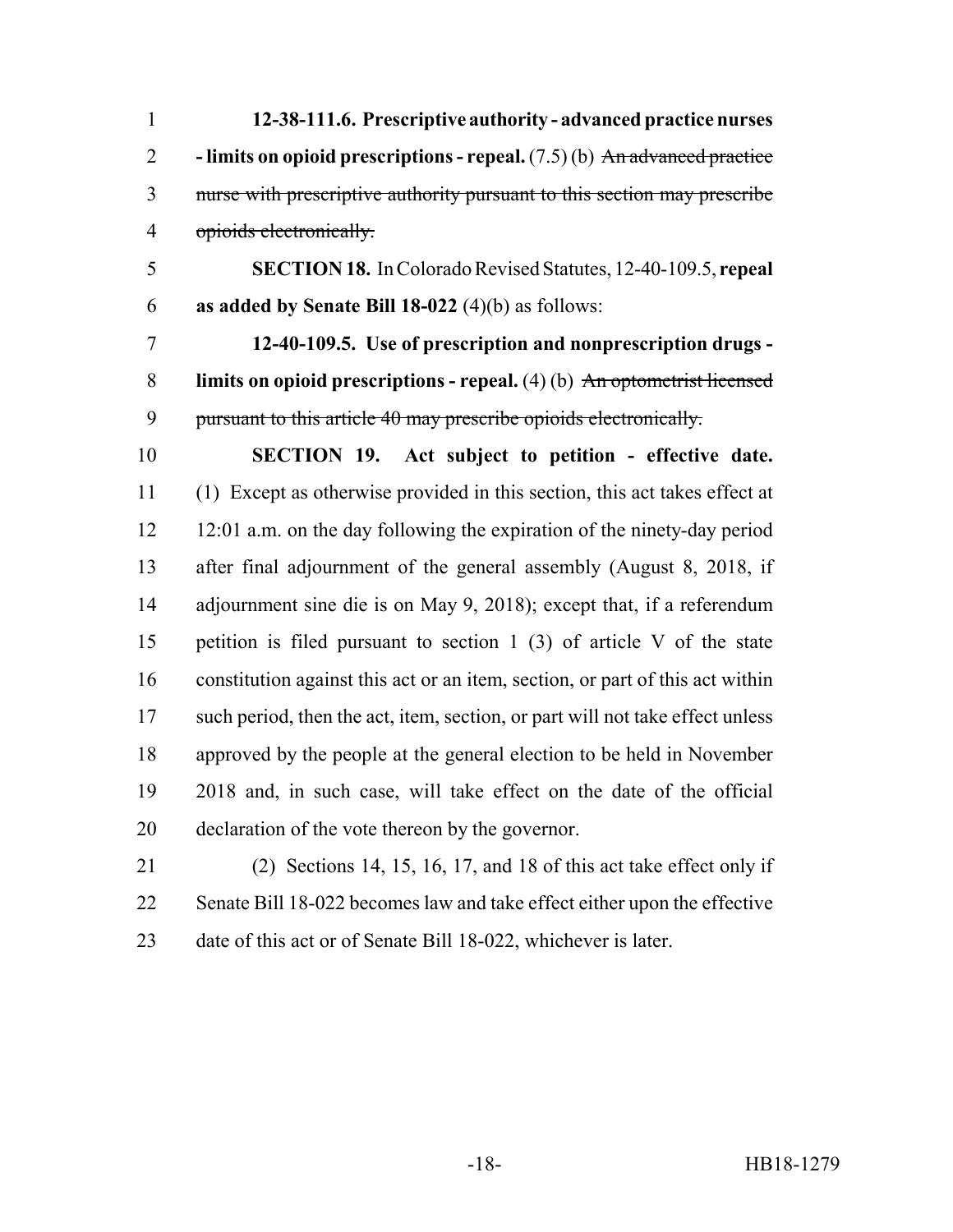**12-38-111.6. Prescriptive authority - advanced practice nurses - limits on opioid prescriptions - repeal.** (7.5) (b) ~~An advanced practice nurse with prescriptive authority pursuant to this section may prescribe opioids electronically.~~

**SECTION 18.** In Colorado Revised Statutes, 12-40-109.5, **repeal as added by Senate Bill 18-022** (4)(b) as follows:

**12-40-109.5. Use of prescription and nonprescription drugs - limits on opioid prescriptions - repeal.** (4) (b) ~~An optometrist licensed pursuant to this article 40 may prescribe opioids electronically.~~

**SECTION 19. Act subject to petition - effective date.** (1) Except as otherwise provided in this section, this act takes effect at 12:01 a.m. on the day following the expiration of the ninety-day period after final adjournment of the general assembly (August 8, 2018, if adjournment sine die is on May 9, 2018); except that, if a referendum petition is filed pursuant to section 1 (3) of article V of the state constitution against this act or an item, section, or part of this act within such period, then the act, item, section, or part will not take effect unless approved by the people at the general election to be held in November 2018 and, in such case, will take effect on the date of the official declaration of the vote thereon by the governor.

(2) Sections 14, 15, 16, 17, and 18 of this act take effect only if Senate Bill 18-022 becomes law and take effect either upon the effective date of this act or of Senate Bill 18-022, whichever is later.